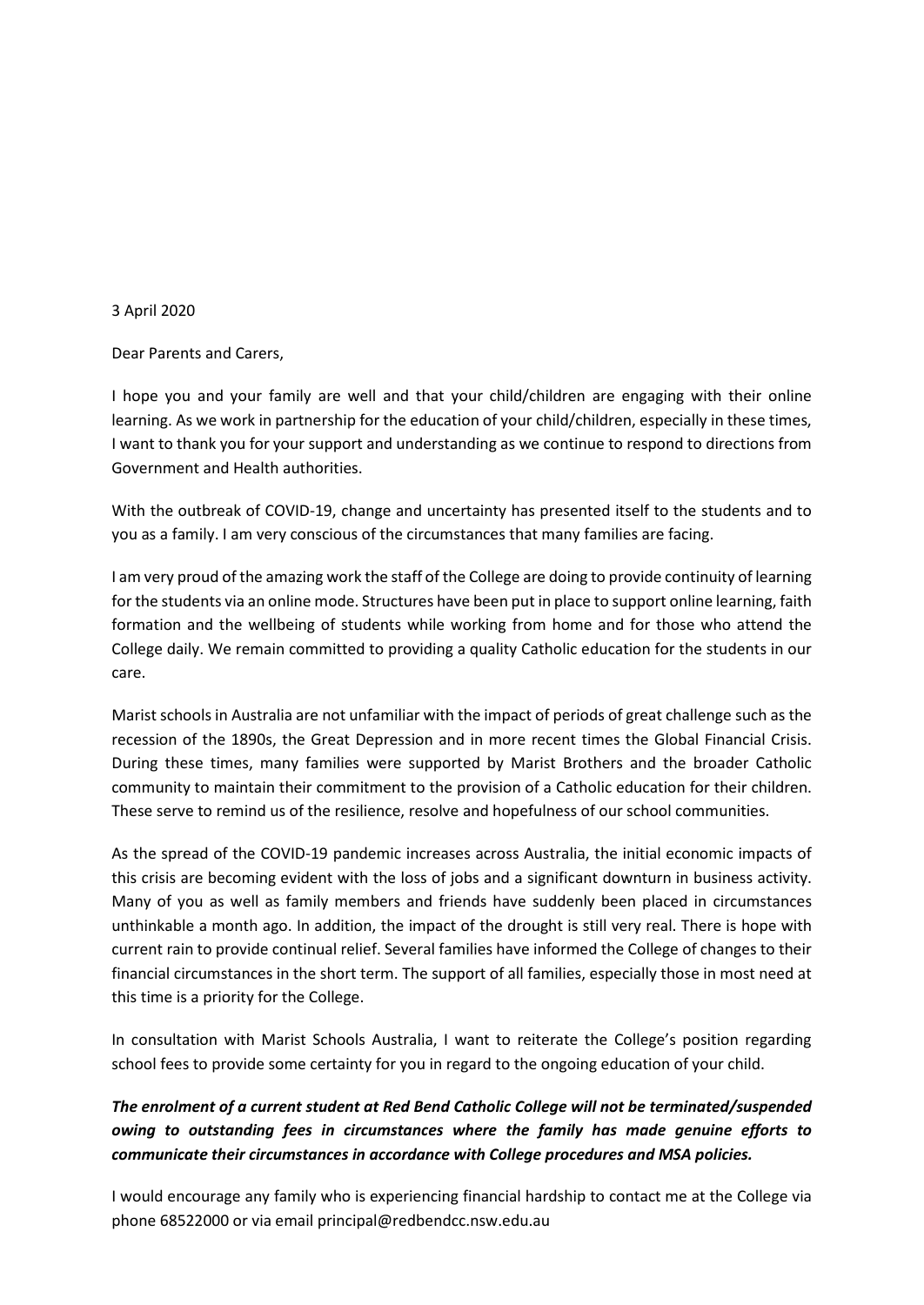3 April 2020

Dear Parents and Carers,

I hope you and your family are well and that your child/children are engaging with their online learning. As we work in partnership for the education of your child/children, especially in these times, I want to thank you for your support and understanding as we continue to respond to directions from Government and Health authorities.

With the outbreak of COVID-19, change and uncertainty has presented itself to the students and to you as a family. I am very conscious of the circumstances that many families are facing.

I am very proud of the amazing work the staff of the College are doing to provide continuity of learning for the students via an online mode. Structures have been put in place to support online learning, faith formation and the wellbeing of students while working from home and for those who attend the College daily. We remain committed to providing a quality Catholic education for the students in our care.

Marist schools in Australia are not unfamiliar with the impact of periods of great challenge such as the recession of the 1890s, the Great Depression and in more recent times the Global Financial Crisis. During these times, many families were supported by Marist Brothers and the broader Catholic community to maintain their commitment to the provision of a Catholic education for their children. These serve to remind us of the resilience, resolve and hopefulness of our school communities.

As the spread of the COVID-19 pandemic increases across Australia, the initial economic impacts of this crisis are becoming evident with the loss of jobs and a significant downturn in business activity. Many of you as well as family members and friends have suddenly been placed in circumstances unthinkable a month ago. In addition, the impact of the drought is still very real. There is hope with current rain to provide continual relief. Several families have informed the College of changes to their financial circumstances in the short term. The support of all families, especially those in most need at this time is a priority for the College.

In consultation with Marist Schools Australia, I want to reiterate the College's position regarding school fees to provide some certainty for you in regard to the ongoing education of your child.

***The enrolment of a current student at Red Bend Catholic College will not be terminated/suspended owing to outstanding fees in circumstances where the family has made genuine efforts to communicate their circumstances in accordance with College procedures and MSA policies.***

I would encourage any family who is experiencing financial hardship to contact me at the College via phone 68522000 or via email principal@redbendcc.nsw.edu.au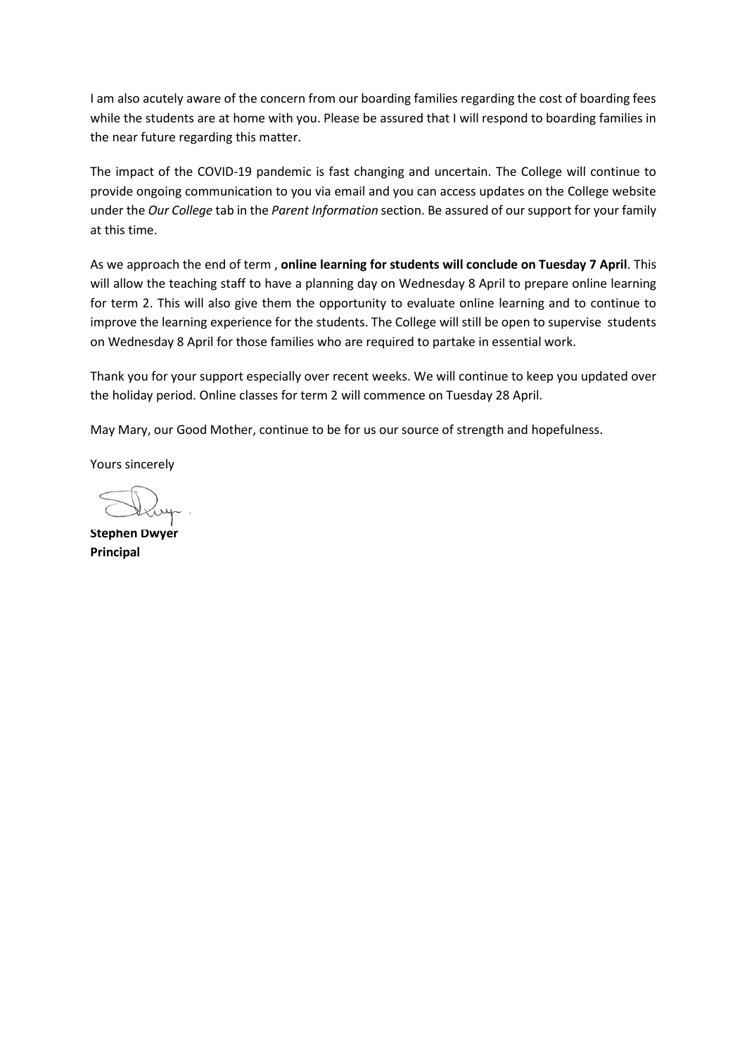I am also acutely aware of the concern from our boarding families regarding the cost of boarding fees while the students are at home with you. Please be assured that I will respond to boarding families in the near future regarding this matter.

The impact of the COVID-19 pandemic is fast changing and uncertain. The College will continue to provide ongoing communication to you via email and you can access updates on the College website under the *Our College* tab in the *Parent Information* section. Be assured of our support for your family at this time.

As we approach the end of term , **online learning for students will conclude on Tuesday 7 April**. This will allow the teaching staff to have a planning day on Wednesday 8 April to prepare online learning for term 2. This will also give them the opportunity to evaluate online learning and to continue to improve the learning experience for the students. The College will still be open to supervise students on Wednesday 8 April for those families who are required to partake in essential work.

Thank you for your support especially over recent weeks. We will continue to keep you updated over the holiday period. Online classes for term 2 will commence on Tuesday 28 April.

May Mary, our Good Mother, continue to be for us our source of strength and hopefulness.

Yours sincerely

**Stephen Dwyer**
**Principal**